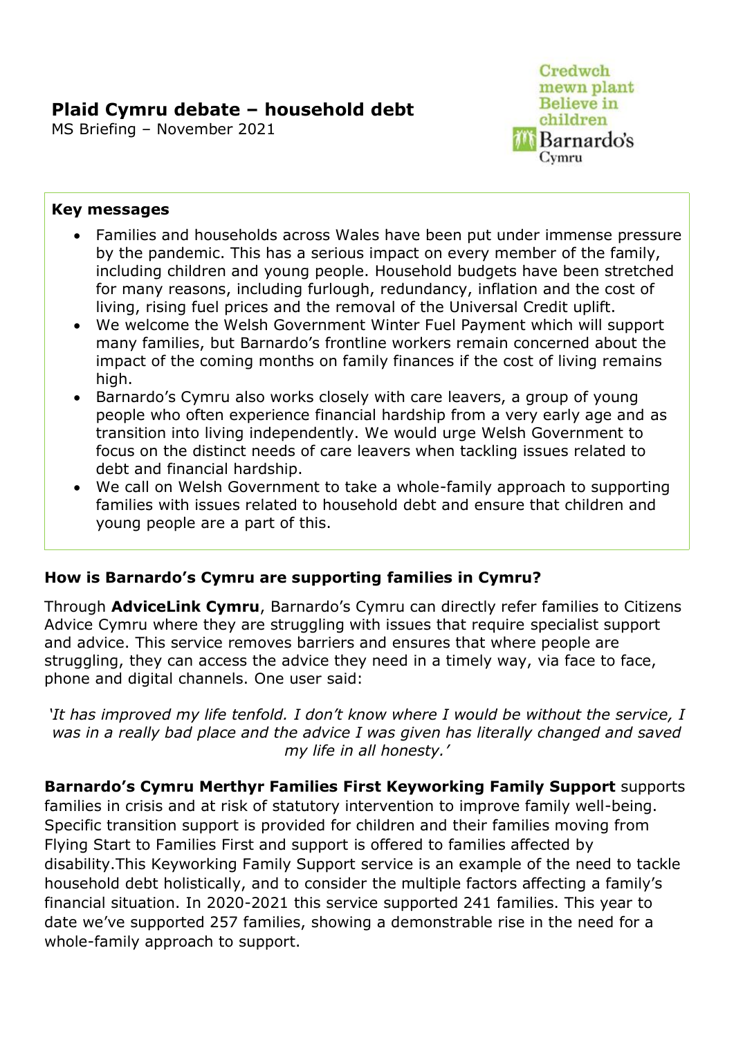# Plaid Cymru debate – household debt

MS Briefing – November 2021

Credwch mewn plant
Believe in children
Barnardo's Cymru

**Key messages**

- Families and households across Wales have been put under immense pressure by the pandemic. This has a serious impact on every member of the family, including children and young people. Household budgets have been stretched for many reasons, including furlough, redundancy, inflation and the cost of living, rising fuel prices and the removal of the Universal Credit uplift.
- We welcome the Welsh Government Winter Fuel Payment which will support many families, but Barnardo's frontline workers remain concerned about the impact of the coming months on family finances if the cost of living remains high.
- Barnardo's Cymru also works closely with care leavers, a group of young people who often experience financial hardship from a very early age and as transition into living independently. We would urge Welsh Government to focus on the distinct needs of care leavers when tackling issues related to debt and financial hardship.
- We call on Welsh Government to take a whole-family approach to supporting families with issues related to household debt and ensure that children and young people are a part of this.

## How is Barnardo's Cymru are supporting families in Cymru?

Through **AdviceLink Cymru**, Barnardo's Cymru can directly refer families to Citizens Advice Cymru where they are struggling with issues that require specialist support and advice. This service removes barriers and ensures that where people are struggling, they can access the advice they need in a timely way, via face to face, phone and digital channels. One user said:

*'It has improved my life tenfold. I don't know where I would be without the service, I was in a really bad place and the advice I was given has literally changed and saved my life in all honesty.'*

**Barnardo's Cymru Merthyr Families First Keyworking Family Support** supports families in crisis and at risk of statutory intervention to improve family well-being. Specific transition support is provided for children and their families moving from Flying Start to Families First and support is offered to families affected by disability.This Keyworking Family Support service is an example of the need to tackle household debt holistically, and to consider the multiple factors affecting a family's financial situation. In 2020-2021 this service supported 241 families. This year to date we've supported 257 families, showing a demonstrable rise in the need for a whole-family approach to support.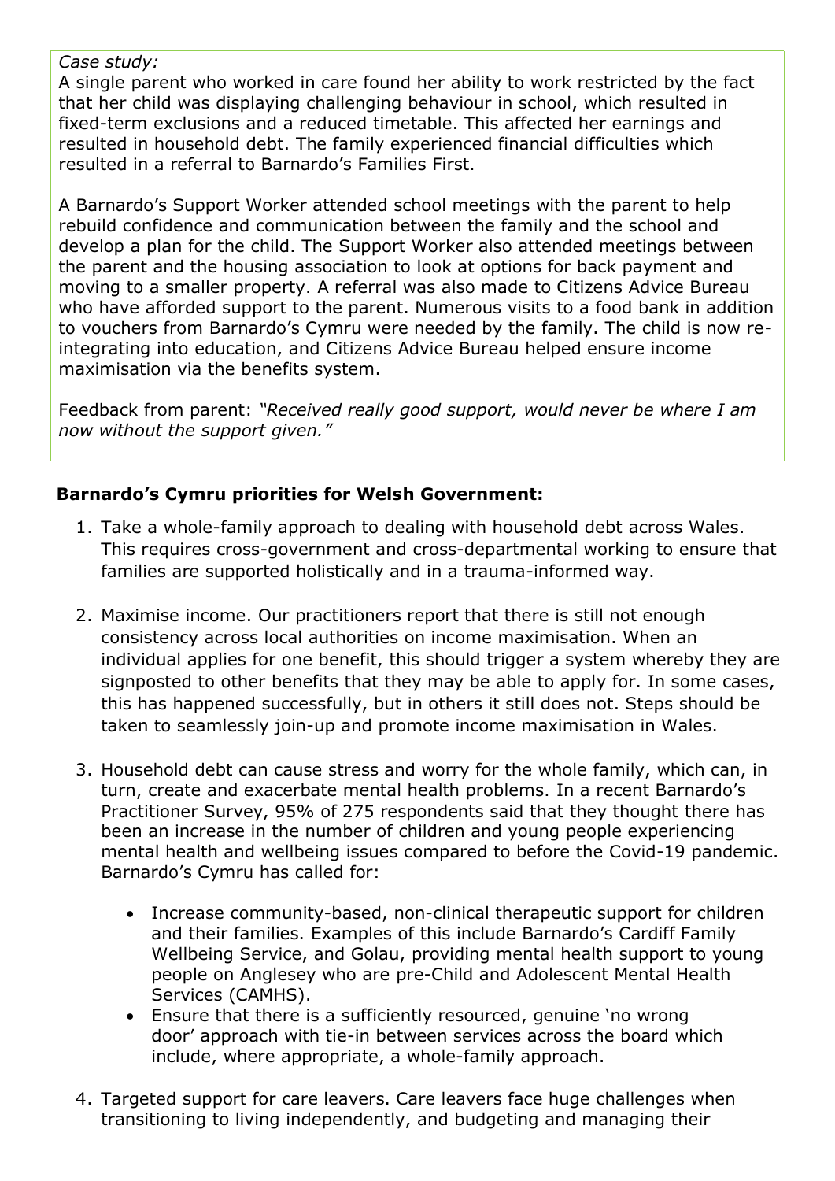*Case study:*
A single parent who worked in care found her ability to work restricted by the fact that her child was displaying challenging behaviour in school, which resulted in fixed-term exclusions and a reduced timetable. This affected her earnings and resulted in household debt. The family experienced financial difficulties which resulted in a referral to Barnardo's Families First.

A Barnardo's Support Worker attended school meetings with the parent to help rebuild confidence and communication between the family and the school and develop a plan for the child. The Support Worker also attended meetings between the parent and the housing association to look at options for back payment and moving to a smaller property. A referral was also made to Citizens Advice Bureau who have afforded support to the parent. Numerous visits to a food bank in addition to vouchers from Barnardo's Cymru were needed by the family. The child is now re-integrating into education, and Citizens Advice Bureau helped ensure income maximisation via the benefits system.

Feedback from parent: *"Received really good support, would never be where I am now without the support given."*

**Barnardo's Cymru priorities for Welsh Government:**

1. Take a whole-family approach to dealing with household debt across Wales. This requires cross-government and cross-departmental working to ensure that families are supported holistically and in a trauma-informed way.

2. Maximise income. Our practitioners report that there is still not enough consistency across local authorities on income maximisation. When an individual applies for one benefit, this should trigger a system whereby they are signposted to other benefits that they may be able to apply for. In some cases, this has happened successfully, but in others it still does not. Steps should be taken to seamlessly join-up and promote income maximisation in Wales.

3. Household debt can cause stress and worry for the whole family, which can, in turn, create and exacerbate mental health problems. In a recent Barnardo's Practitioner Survey, 95% of 275 respondents said that they thought there has been an increase in the number of children and young people experiencing mental health and wellbeing issues compared to before the Covid-19 pandemic. Barnardo's Cymru has called for:

   - Increase community-based, non-clinical therapeutic support for children and their families. Examples of this include Barnardo's Cardiff Family Wellbeing Service, and Golau, providing mental health support to young people on Anglesey who are pre-Child and Adolescent Mental Health Services (CAMHS).
   - Ensure that there is a sufficiently resourced, genuine 'no wrong door' approach with tie-in between services across the board which include, where appropriate, a whole-family approach.

4. Targeted support for care leavers. Care leavers face huge challenges when transitioning to living independently, and budgeting and managing their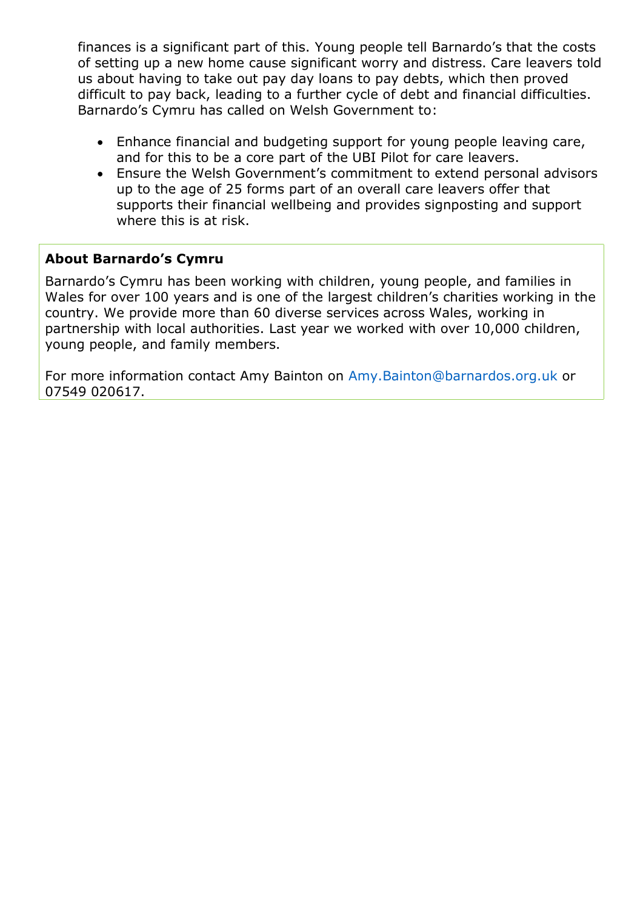finances is a significant part of this. Young people tell Barnardo's that the costs of setting up a new home cause significant worry and distress. Care leavers told us about having to take out pay day loans to pay debts, which then proved difficult to pay back, leading to a further cycle of debt and financial difficulties. Barnardo's Cymru has called on Welsh Government to:

- Enhance financial and budgeting support for young people leaving care, and for this to be a core part of the UBI Pilot for care leavers.
- Ensure the Welsh Government's commitment to extend personal advisors up to the age of 25 forms part of an overall care leavers offer that supports their financial wellbeing and provides signposting and support where this is at risk.

**About Barnardo's Cymru**

Barnardo's Cymru has been working with children, young people, and families in Wales for over 100 years and is one of the largest children's charities working in the country. We provide more than 60 diverse services across Wales, working in partnership with local authorities. Last year we worked with over 10,000 children, young people, and family members.

For more information contact Amy Bainton on Amy.Bainton@barnardos.org.uk or 07549 020617.